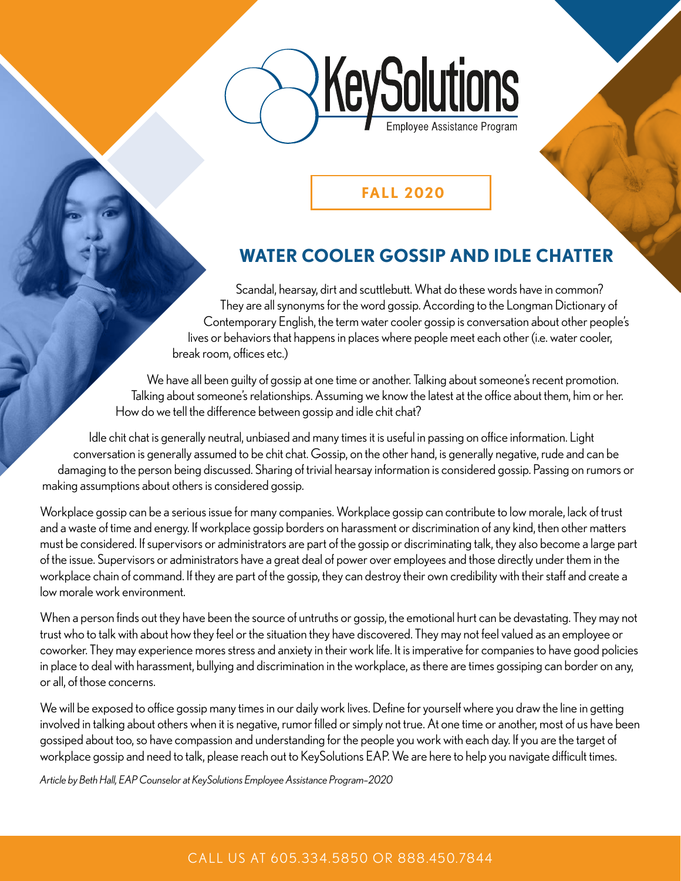KeySolutions
Employee Assistance Program

**FALL 2020**

## WATER COOLER GOSSIP AND IDLE CHATTER

Scandal, hearsay, dirt and scuttlebutt. What do these words have in common? They are all synonyms for the word gossip. According to the Longman Dictionary of Contemporary English, the term water cooler gossip is conversation about other people's lives or behaviors that happens in places where people meet each other (i.e. water cooler, break room, offices etc.)

We have all been guilty of gossip at one time or another. Talking about someone's recent promotion. Talking about someone's relationships. Assuming we know the latest at the office about them, him or her. How do we tell the difference between gossip and idle chit chat?

Idle chit chat is generally neutral, unbiased and many times it is useful in passing on office information. Light conversation is generally assumed to be chit chat. Gossip, on the other hand, is generally negative, rude and can be damaging to the person being discussed. Sharing of trivial hearsay information is considered gossip. Passing on rumors or making assumptions about others is considered gossip.

Workplace gossip can be a serious issue for many companies. Workplace gossip can contribute to low morale, lack of trust and a waste of time and energy. If workplace gossip borders on harassment or discrimination of any kind, then other matters must be considered. If supervisors or administrators are part of the gossip or discriminating talk, they also become a large part of the issue. Supervisors or administrators have a great deal of power over employees and those directly under them in the workplace chain of command. If they are part of the gossip, they can destroy their own credibility with their staff and create a low morale work environment.

When a person finds out they have been the source of untruths or gossip, the emotional hurt can be devastating. They may not trust who to talk with about how they feel or the situation they have discovered. They may not feel valued as an employee or coworker. They may experience mores stress and anxiety in their work life. It is imperative for companies to have good policies in place to deal with harassment, bullying and discrimination in the workplace, as there are times gossiping can border on any, or all, of those concerns.

We will be exposed to office gossip many times in our daily work lives. Define for yourself where you draw the line in getting involved in talking about others when it is negative, rumor filled or simply not true. At one time or another, most of us have been gossiped about too, so have compassion and understanding for the people you work with each day. If you are the target of workplace gossip and need to talk, please reach out to KeySolutions EAP. We are here to help you navigate difficult times.

*Article by Beth Hall, EAP Counselor at KeySolutions Employee Assistance Program–2020*

CALL US AT 605.334.5850 OR 888.450.7844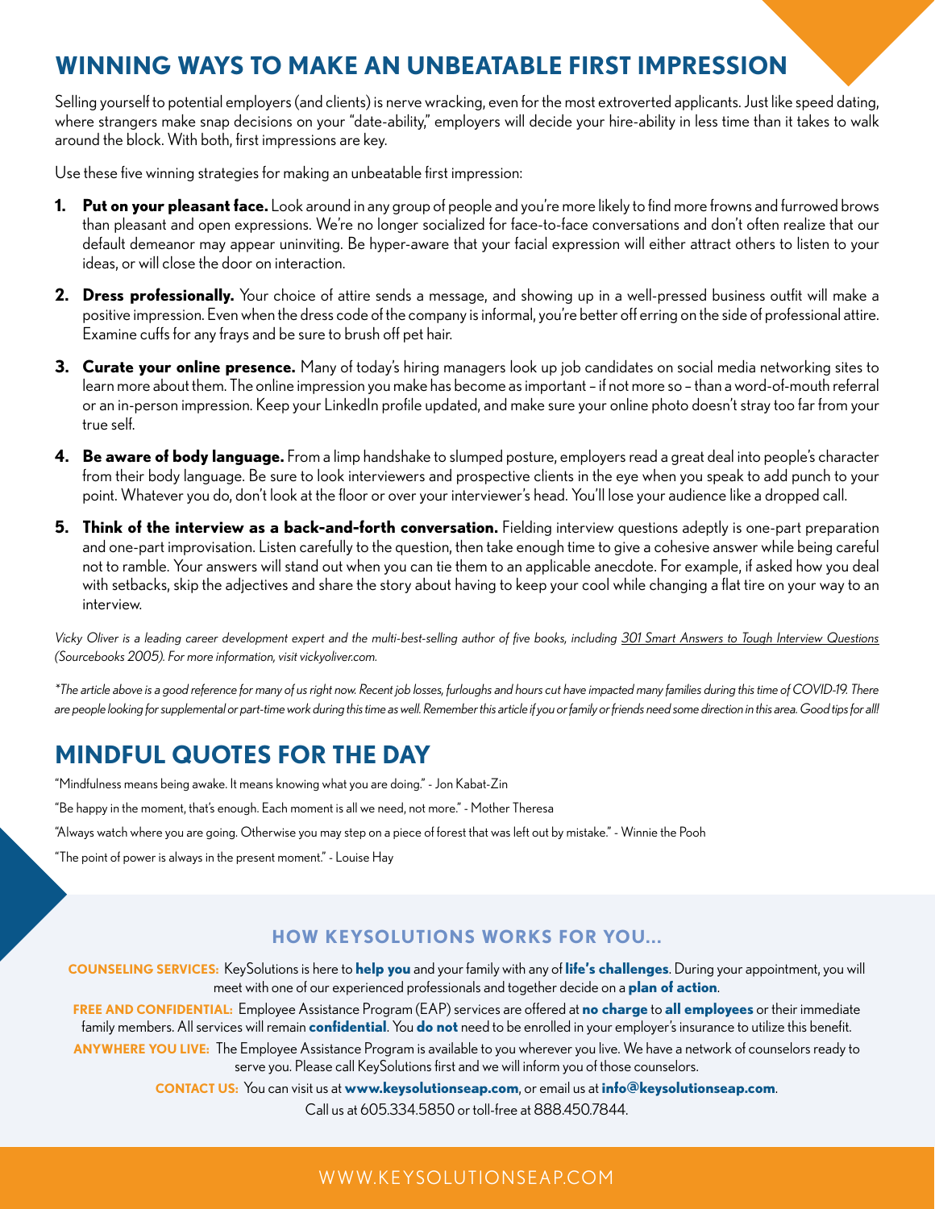# WINNING WAYS TO MAKE AN UNBEATABLE FIRST IMPRESSION

Selling yourself to potential employers (and clients) is nerve wracking, even for the most extroverted applicants. Just like speed dating, where strangers make snap decisions on your "date-ability," employers will decide your hire-ability in less time than it takes to walk around the block. With both, first impressions are key.

Use these five winning strategies for making an unbeatable first impression:

1. **Put on your pleasant face.** Look around in any group of people and you're more likely to find more frowns and furrowed brows than pleasant and open expressions. We're no longer socialized for face-to-face conversations and don't often realize that our default demeanor may appear uninviting. Be hyper-aware that your facial expression will either attract others to listen to your ideas, or will close the door on interaction.

2. **Dress professionally.** Your choice of attire sends a message, and showing up in a well-pressed business outfit will make a positive impression. Even when the dress code of the company is informal, you're better off erring on the side of professional attire. Examine cuffs for any frays and be sure to brush off pet hair.

3. **Curate your online presence.** Many of today's hiring managers look up job candidates on social media networking sites to learn more about them. The online impression you make has become as important – if not more so – than a word-of-mouth referral or an in-person impression. Keep your LinkedIn profile updated, and make sure your online photo doesn't stray too far from your true self.

4. **Be aware of body language.** From a limp handshake to slumped posture, employers read a great deal into people's character from their body language. Be sure to look interviewers and prospective clients in the eye when you speak to add punch to your point. Whatever you do, don't look at the floor or over your interviewer's head. You'll lose your audience like a dropped call.

5. **Think of the interview as a back-and-forth conversation.** Fielding interview questions adeptly is one-part preparation and one-part improvisation. Listen carefully to the question, then take enough time to give a cohesive answer while being careful not to ramble. Your answers will stand out when you can tie them to an applicable anecdote. For example, if asked how you deal with setbacks, skip the adjectives and share the story about having to keep your cool while changing a flat tire on your way to an interview.

*Vicky Oliver is a leading career development expert and the multi-best-selling author of five books, including 301 Smart Answers to Tough Interview Questions (Sourcebooks 2005). For more information, visit vickyoliver.com.*

*\*The article above is a good reference for many of us right now. Recent job losses, furloughs and hours cut have impacted many families during this time of COVID-19. There are people looking for supplemental or part-time work during this time as well. Remember this article if you or family or friends need some direction in this area. Good tips for all!*

# MINDFUL QUOTES FOR THE DAY

"Mindfulness means being awake. It means knowing what you are doing." - Jon Kabat-Zin

"Be happy in the moment, that's enough. Each moment is all we need, not more." - Mother Theresa

"Always watch where you are going. Otherwise you may step on a piece of forest that was left out by mistake." - Winnie the Pooh

"The point of power is always in the present moment." - Louise Hay

## HOW KEYSOLUTIONS WORKS FOR YOU...

**COUNSELING SERVICES:** KeySolutions is here to **help you** and your family with any of **life's challenges**. During your appointment, you will meet with one of our experienced professionals and together decide on a **plan of action**.

**FREE AND CONFIDENTIAL:** Employee Assistance Program (EAP) services are offered at **no charge** to **all employees** or their immediate family members. All services will remain **confidential**. You **do not** need to be enrolled in your employer's insurance to utilize this benefit.

**ANYWHERE YOU LIVE:** The Employee Assistance Program is available to you wherever you live. We have a network of counselors ready to serve you. Please call KeySolutions first and we will inform you of those counselors.

**CONTACT US:** You can visit us at **www.keysolutionseap.com**, or email us at **info@keysolutionseap.com**.

Call us at 605.334.5850 or toll-free at 888.450.7844.

WWW.KEYSOLUTIONSEAP.COM